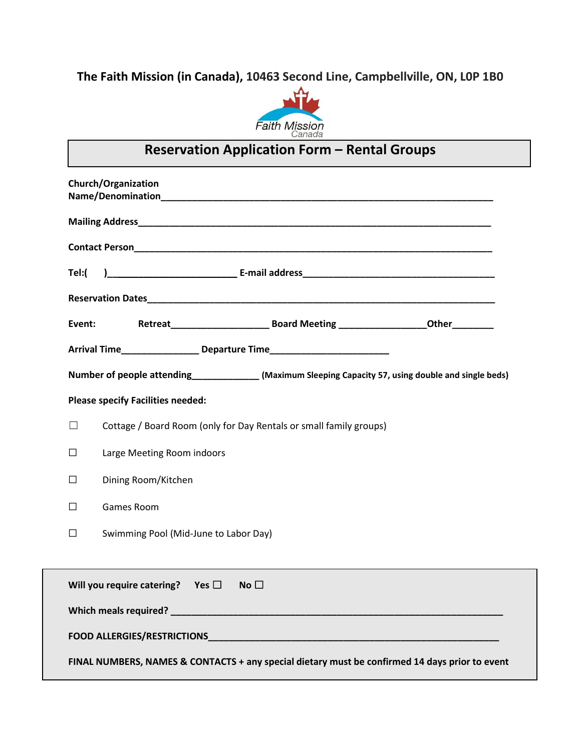**The Faith Mission (in Canada), 10463 Second Line, Campbellville, ON, L0P 1B0**

Faith Mission Canada

# Reservation Application Form – Rental Groups

**Church/Organization Name/Denomination**_________________________________________________________________

**Mailing Address**_________________________________________________________________

**Contact Person**_________________________________________________________________

**Tel:(      )**________________________ **E-mail address**____________________________________

**Reservation Dates**_________________________________________________________________

**Event:** **Retreat**__________________ **Board Meeting** ________________**Other**________

**Arrival Time**______________ **Departure Time**______________________

**Number of people attending**____________ **(Maximum Sleeping Capacity 57, using double and single beds)**

**Please specify Facilities needed:**

☐ Cottage / Board Room (only for Day Rentals or small family groups)

☐ Large Meeting Room indoors

☐ Dining Room/Kitchen

☐ Games Room

☐ Swimming Pool (Mid-June to Labor Day)

**Will you require catering?** **Yes** ☐ **No** ☐

**Which meals required?** _________________________________________________________________

**FOOD ALLERGIES/RESTRICTIONS**_________________________________________________________

**FINAL NUMBERS, NAMES & CONTACTS + any special dietary must be confirmed 14 days prior to event**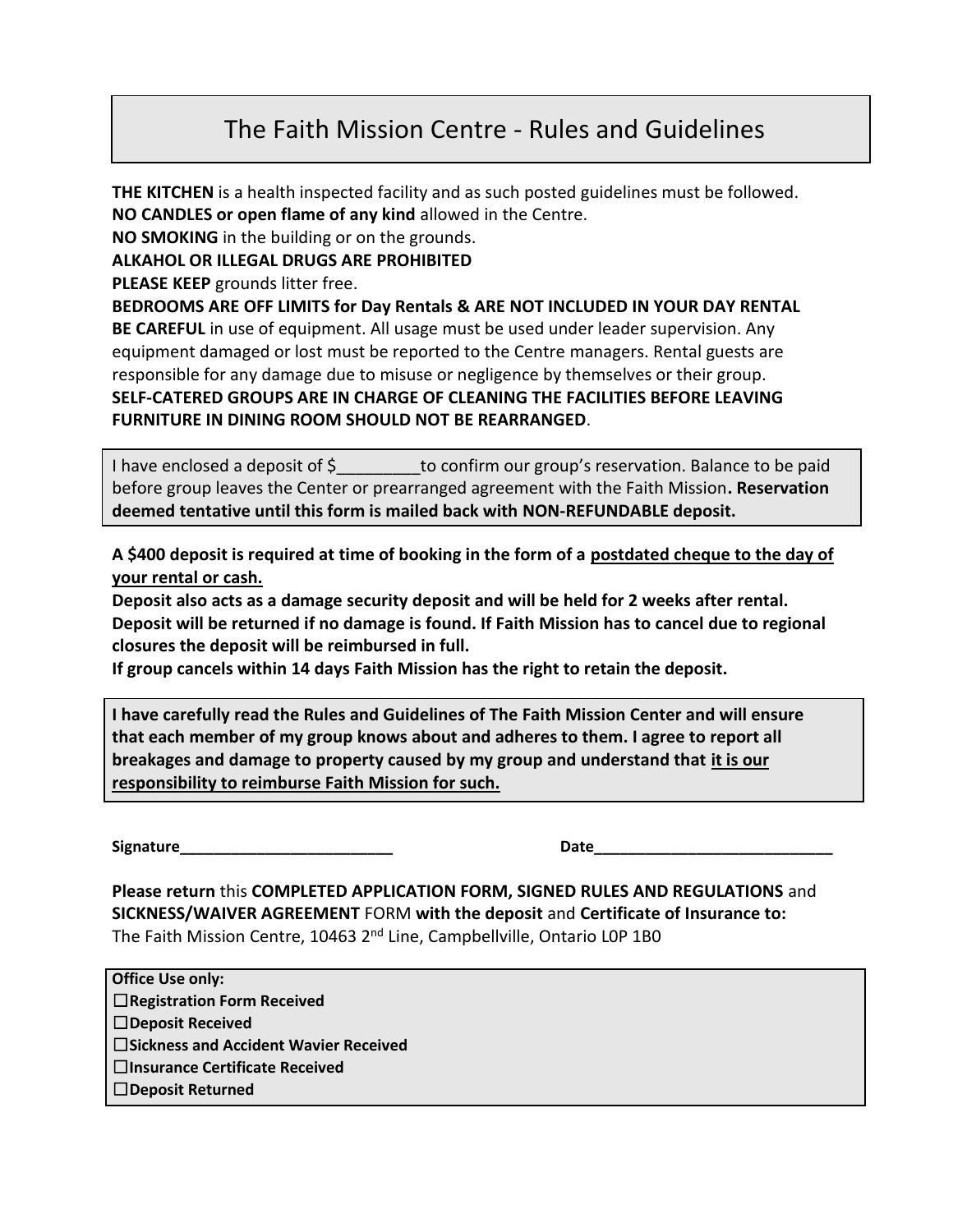# The Faith Mission Centre - Rules and Guidelines

**THE KITCHEN** is a health inspected facility and as such posted guidelines must be followed.
**NO CANDLES or open flame of any kind** allowed in the Centre.
**NO SMOKING** in the building or on the grounds.
**ALKAHOL OR ILLEGAL DRUGS ARE PROHIBITED**
**PLEASE KEEP** grounds litter free.
**BEDROOMS ARE OFF LIMITS for Day Rentals & ARE NOT INCLUDED IN YOUR DAY RENTAL**
**BE CAREFUL** in use of equipment. All usage must be used under leader supervision. Any equipment damaged or lost must be reported to the Centre managers. Rental guests are responsible for any damage due to misuse or negligence by themselves or their group.
**SELF-CATERED GROUPS ARE IN CHARGE OF CLEANING THE FACILITIES BEFORE LEAVING**
**FURNITURE IN DINING ROOM SHOULD NOT BE REARRANGED**.

I have enclosed a deposit of $_________to confirm our group's reservation. Balance to be paid before group leaves the Center or prearranged agreement with the Faith Mission**. Reservation deemed tentative until this form is mailed back with NON-REFUNDABLE deposit.**

**A $400 deposit is required at time of booking in the form of a <u>postdated cheque to the day of your rental or cash.</u>**
**Deposit also acts as a damage security deposit and will be held for 2 weeks after rental.**
**Deposit will be returned if no damage is found. If Faith Mission has to cancel due to regional closures the deposit will be reimbursed in full.**
**If group cancels within 14 days Faith Mission has the right to retain the deposit.**

**I have carefully read the Rules and Guidelines of The Faith Mission Center and will ensure that each member of my group knows about and adheres to them. I agree to report all breakages and damage to property caused by my group and understand that <u>it is our responsibility to reimburse Faith Mission for such.</u>**

**Signature__________________________** **Date_____________________________**

**Please return** this **COMPLETED APPLICATION FORM, SIGNED RULES AND REGULATIONS** and **SICKNESS/WAIVER AGREEMENT** FORM **with the deposit** and **Certificate of Insurance to:**
The Faith Mission Centre, 10463 2nd Line, Campbellville, Ontario L0P 1B0

**Office Use only:**
☐**Registration Form Received**
☐**Deposit Received**
☐**Sickness and Accident Wavier Received**
☐**Insurance Certificate Received**
☐**Deposit Returned**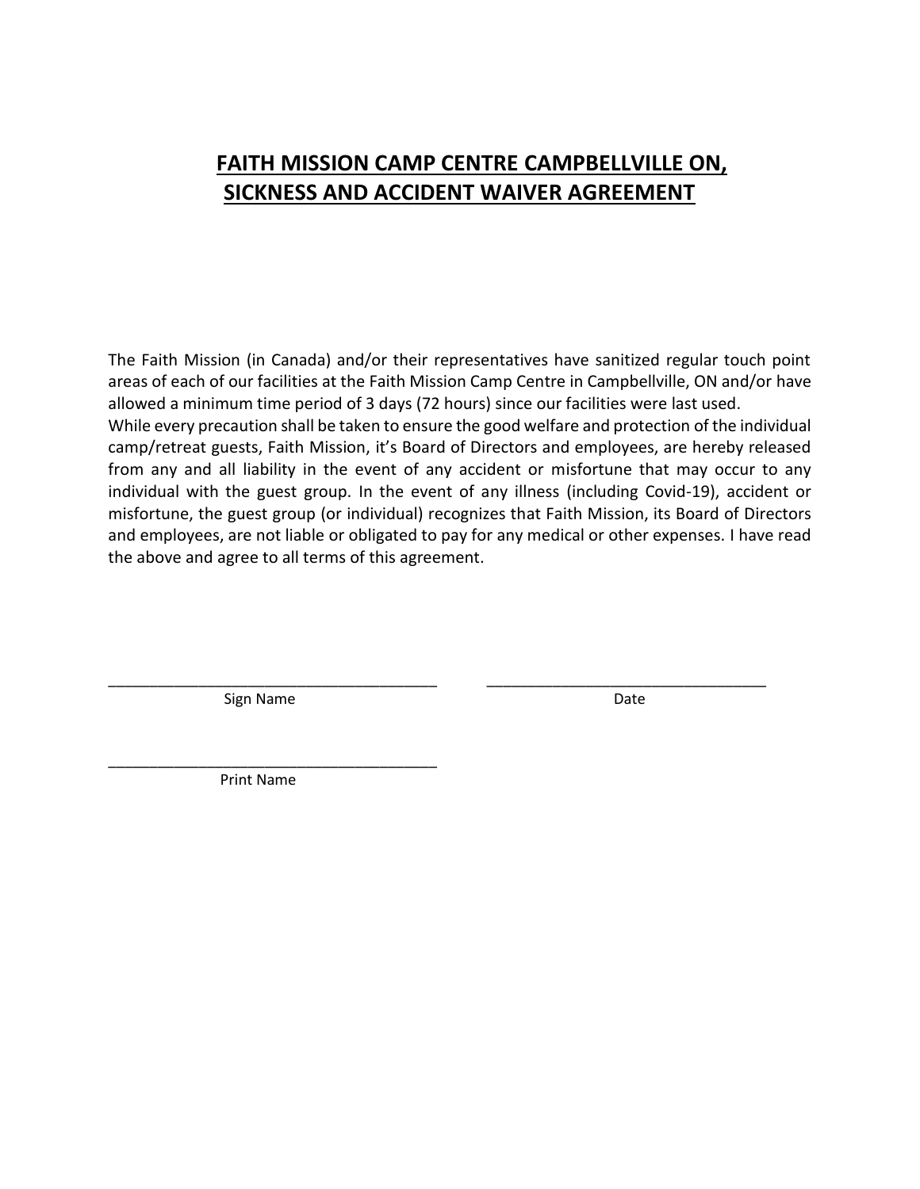# FAITH MISSION CAMP CENTRE CAMPBELLVILLE ON, SICKNESS AND ACCIDENT WAIVER AGREEMENT

The Faith Mission (in Canada) and/or their representatives have sanitized regular touch point areas of each of our facilities at the Faith Mission Camp Centre in Campbellville, ON and/or have allowed a minimum time period of 3 days (72 hours) since our facilities were last used.
While every precaution shall be taken to ensure the good welfare and protection of the individual camp/retreat guests, Faith Mission, it's Board of Directors and employees, are hereby released from any and all liability in the event of any accident or misfortune that may occur to any individual with the guest group. In the event of any illness (including Covid-19), accident or misfortune, the guest group (or individual) recognizes that Faith Mission, its Board of Directors and employees, are not liable or obligated to pay for any medical or other expenses. I have read the above and agree to all terms of this agreement.

\_\_\_\_\_\_\_\_\_\_\_\_\_\_\_\_\_\_\_\_\_\_\_\_\_\_\_\_\_\_\_\_\_\_\_\_\_\_\_\_ &nbsp;&nbsp;&nbsp;&nbsp; \_\_\_\_\_\_\_\_\_\_\_\_\_\_\_\_\_\_\_\_\_\_\_\_\_\_\_\_\_\_\_\_\_\_

Sign Name &nbsp;&nbsp;&nbsp;&nbsp; Date

\_\_\_\_\_\_\_\_\_\_\_\_\_\_\_\_\_\_\_\_\_\_\_\_\_\_\_\_\_\_\_\_\_\_\_\_\_\_\_\_

Print Name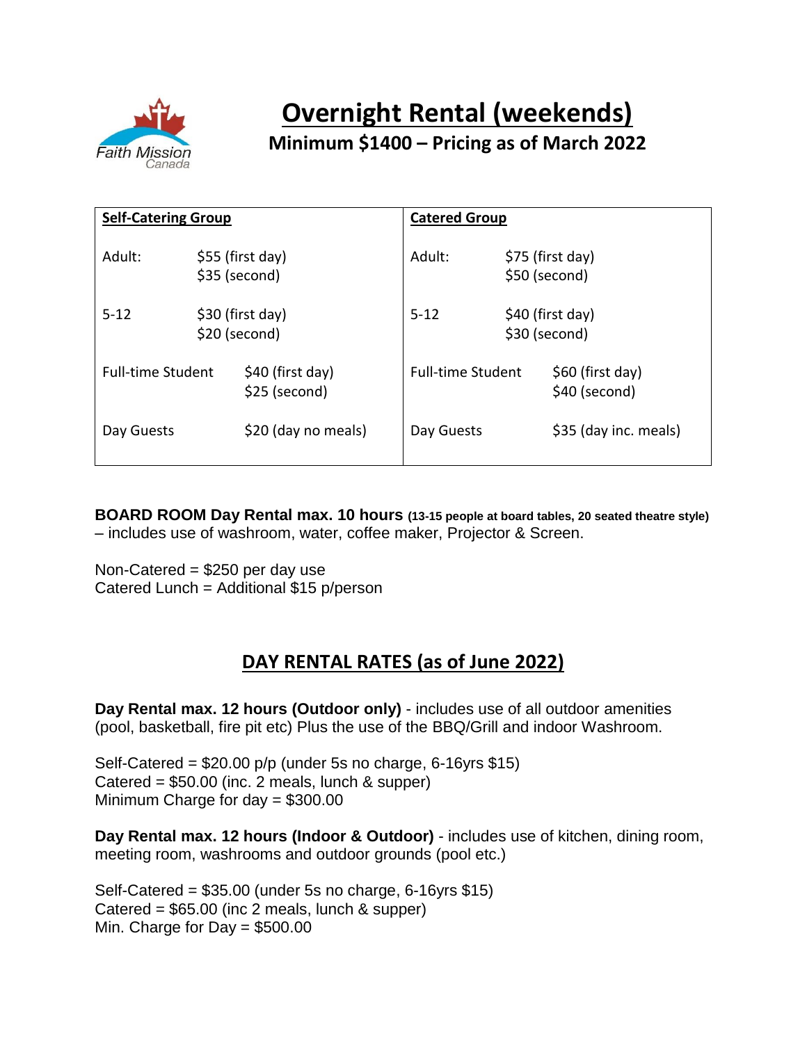# Overnight Rental (weekends)

## Minimum $1400 – Pricing as of March 2022

| **Self-Catering Group** | | **Catered Group** | |
|---|---|---|---|
| Adult: | $55 (first day)<br>$35 (second) | Adult: | $75 (first day)<br>$50 (second) |
| 5-12 | $30 (first day)<br>$20 (second) | 5-12 | $40 (first day)<br>$30 (second) |
| Full-time Student | $40 (first day)<br>$25 (second) | Full-time Student | $60 (first day)<br>$40 (second) |
| Day Guests | $20 (day no meals) | Day Guests | $35 (day inc. meals) |

**BOARD ROOM Day Rental max. 10 hours (13-15 people at board tables, 20 seated theatre style)** – includes use of washroom, water, coffee maker, Projector & Screen.

Non-Catered = $250 per day use
Catered Lunch = Additional $15 p/person

## DAY RENTAL RATES (as of June 2022)

**Day Rental max. 12 hours (Outdoor only)** - includes use of all outdoor amenities (pool, basketball, fire pit etc) Plus the use of the BBQ/Grill and indoor Washroom.

Self-Catered = $20.00 p/p (under 5s no charge, 6-16yrs $15)
Catered = $50.00 (inc. 2 meals, lunch & supper)
Minimum Charge for day = $300.00

**Day Rental max. 12 hours (Indoor & Outdoor)** - includes use of kitchen, dining room, meeting room, washrooms and outdoor grounds (pool etc.)

Self-Catered = $35.00 (under 5s no charge, 6-16yrs $15)
Catered = $65.00 (inc 2 meals, lunch & supper)
Min. Charge for Day = $500.00